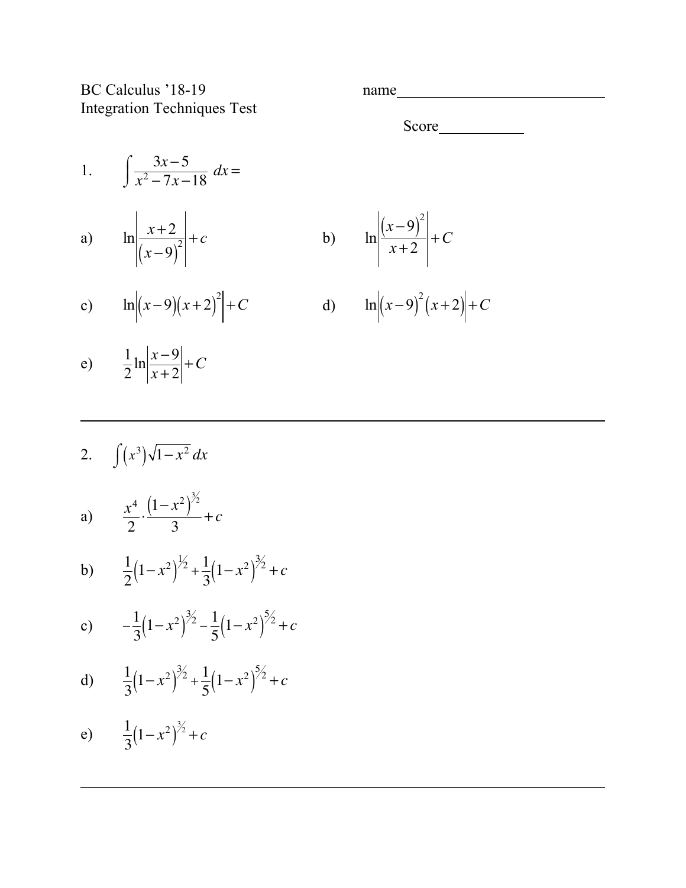BC Calculus '18-19
Integration Techniques Test

name\_\_\_\_\_\_\_\_\_\_\_\_\_\_\_\_\_\_\_\_\_\_\_\_\_\_\_\_

Score\_\_\_\_\_\_\_\_\_\_\_

1. $\displaystyle\int \frac{3x-5}{x^2-7x-18}\,dx =$

a) $\ln\left|\dfrac{x+2}{(x-9)^2}\right| + c$

b) $\ln\left|\dfrac{(x-9)^2}{x+2}\right| + C$

c) $\ln\left|(x-9)(x+2)^2\right| + C$

d) $\ln\left|(x-9)^2(x+2)\right| + C$

e) $\dfrac{1}{2}\ln\left|\dfrac{x-9}{x+2}\right| + C$

---

2. $\displaystyle\int (x^3)\sqrt{1-x^2}\,dx$

a) $\dfrac{x^4}{2}\cdot\dfrac{(1-x^2)^{3/2}}{3} + c$

b) $\dfrac{1}{2}(1-x^2)^{1/2} + \dfrac{1}{3}(1-x^2)^{3/2} + c$

c) $-\dfrac{1}{3}(1-x^2)^{3/2} - \dfrac{1}{5}(1-x^2)^{5/2} + c$

d) $\dfrac{1}{3}(1-x^2)^{3/2} + \dfrac{1}{5}(1-x^2)^{5/2} + c$

e) $\dfrac{1}{3}(1-x^2)^{3/2} + c$

---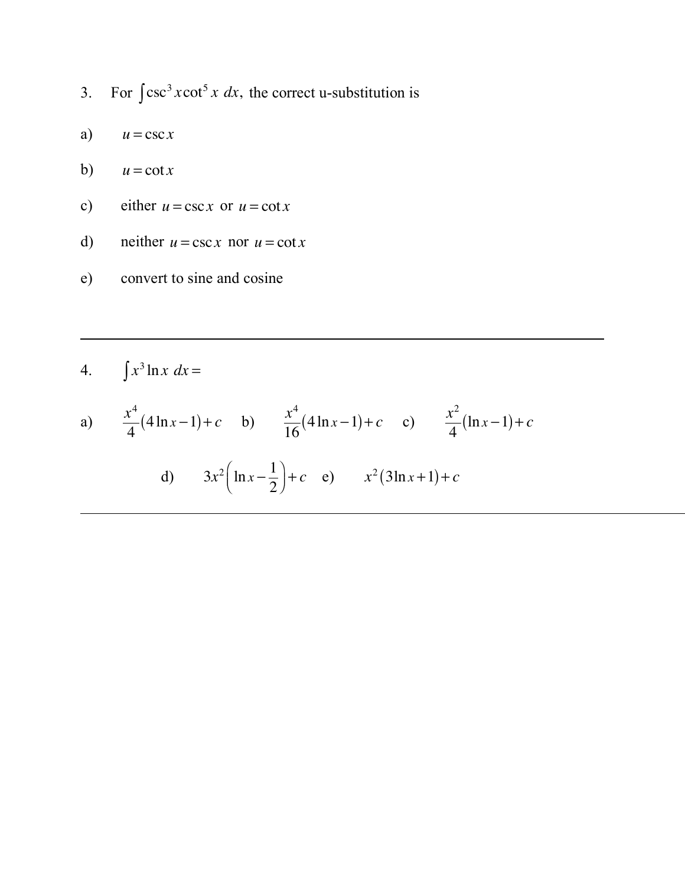3. For $\int \csc^3 x \cot^5 x \, dx,$ the correct u-substitution is

a) $u = \csc x$

b) $u = \cot x$

c) either $u = \csc x$ or $u = \cot x$

d) neither $u = \csc x$ nor $u = \cot x$

e) convert to sine and cosine

---

4. $\int x^3 \ln x \, dx =$

a) $\frac{x^4}{4}(4\ln x - 1) + c$ b) $\frac{x^4}{16}(4\ln x - 1) + c$ c) $\frac{x^2}{4}(\ln x - 1) + c$

d) $3x^2\left(\ln x - \frac{1}{2}\right) + c$ e) $x^2(3\ln x + 1) + c$

---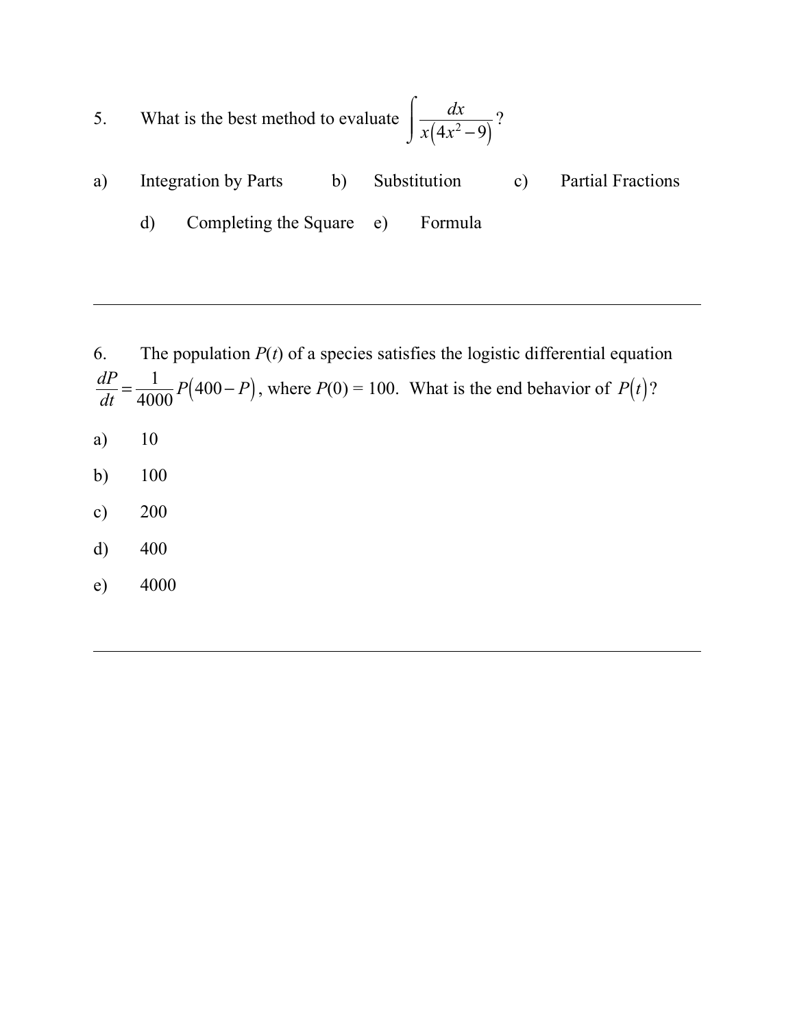5. What is the best method to evaluate $\int \frac{dx}{x(4x^2-9)}$?

a) Integration by Parts   b) Substitution   c) Partial Fractions

d) Completing the Square   e) Formula

---

6. The population $P(t)$ of a species satisfies the logistic differential equation $\frac{dP}{dt} = \frac{1}{4000}P(400-P)$, where $P(0) = 100$. What is the end behavior of $P(t)$?

a) 10

b) 100

c) 200

d) 400

e) 4000

---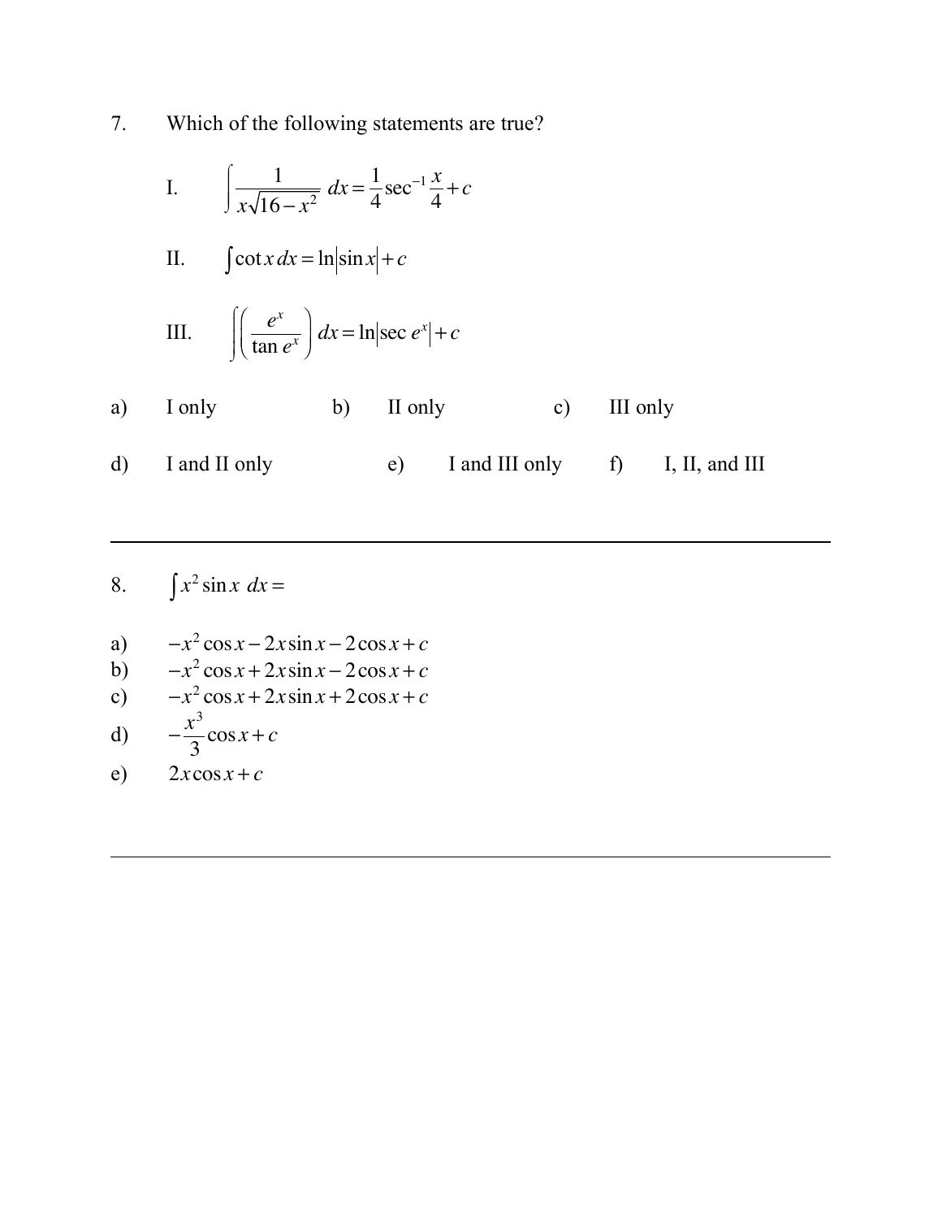7. Which of the following statements are true?

I. $\displaystyle\int \frac{1}{x\sqrt{16-x^2}}\,dx = \frac{1}{4}\sec^{-1}\frac{x}{4} + c$

II. $\displaystyle\int \cot x\,dx = \ln|\sin x| + c$

III. $\displaystyle\int \left(\frac{e^x}{\tan e^x}\right) dx = \ln|\sec e^x| + c$

a) I only  b) II only  c) III only

d) I and II only  e) I and III only  f) I, II, and III

---

8. $\displaystyle\int x^2 \sin x\ dx =$

a) $-x^2\cos x - 2x\sin x - 2\cos x + c$

b) $-x^2\cos x + 2x\sin x - 2\cos x + c$

c) $-x^2\cos x + 2x\sin x + 2\cos x + c$

d) $-\dfrac{x^3}{3}\cos x + c$

e) $2x\cos x + c$

---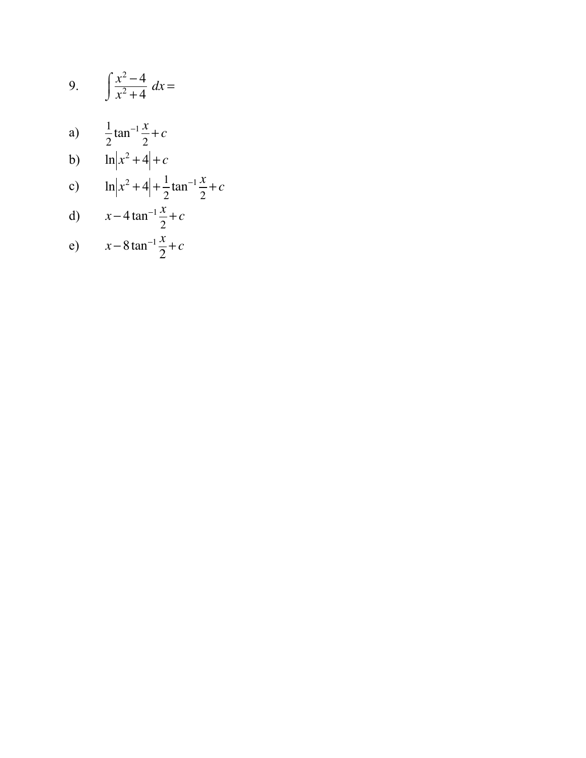9. $\displaystyle\int \frac{x^2-4}{x^2+4}\,dx =$

a) $\frac{1}{2}\tan^{-1}\frac{x}{2}+c$

b) $\ln\left|x^2+4\right|+c$

c) $\ln\left|x^2+4\right|+\frac{1}{2}\tan^{-1}\frac{x}{2}+c$

d) $x-4\tan^{-1}\frac{x}{2}+c$

e) $x-8\tan^{-1}\frac{x}{2}+c$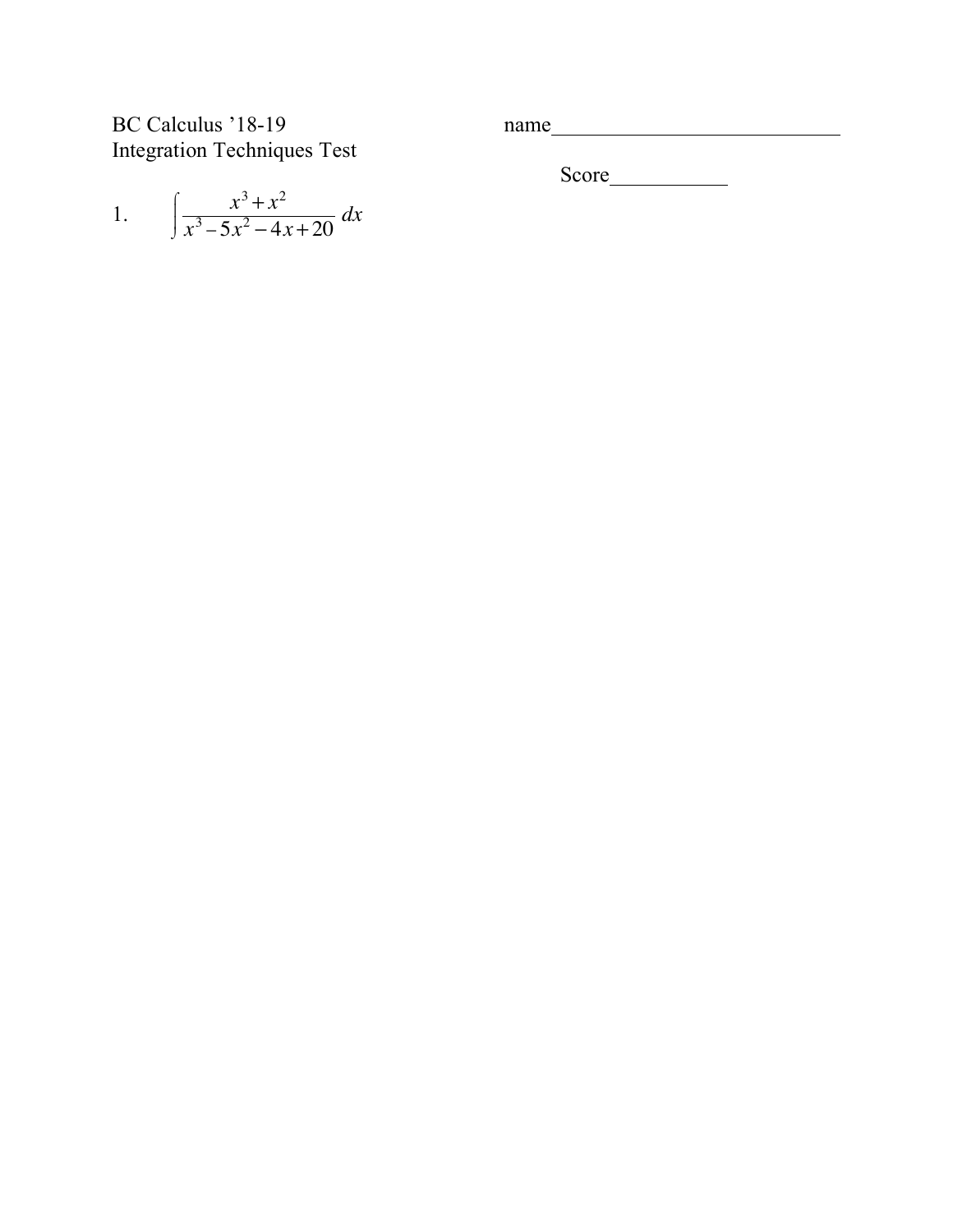BC Calculus ’18-19
Integration Techniques Test

name___________________________

Score___________

1. $$\int \frac{x^3 + x^2}{x^3 - 5x^2 - 4x + 20}\, dx$$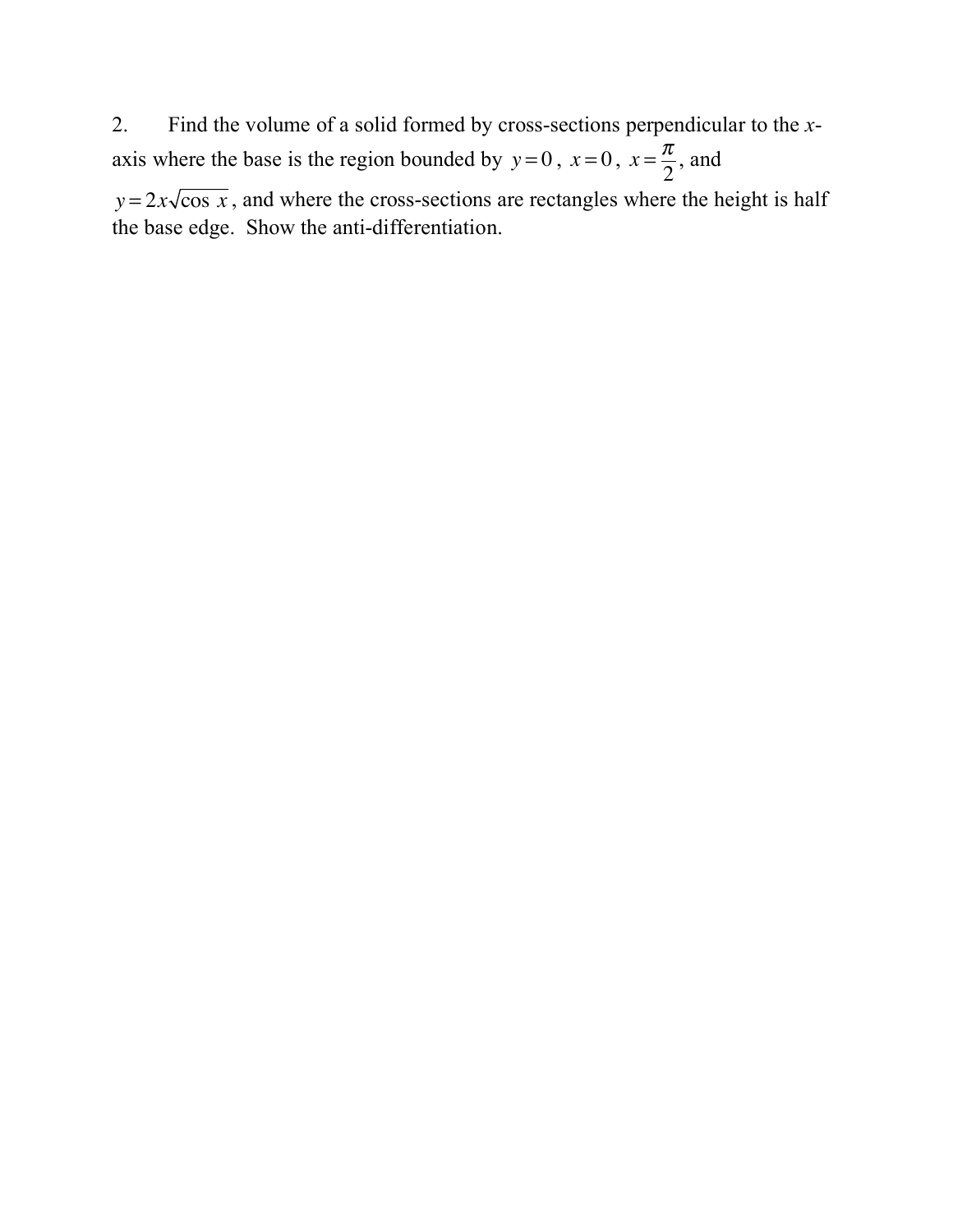2. Find the volume of a solid formed by cross-sections perpendicular to the $x$-axis where the base is the region bounded by $y = 0$, $x = 0$, $x = \frac{\pi}{2}$, and $y = 2x\sqrt{\cos x}$, and where the cross-sections are rectangles where the height is half the base edge. Show the anti-differentiation.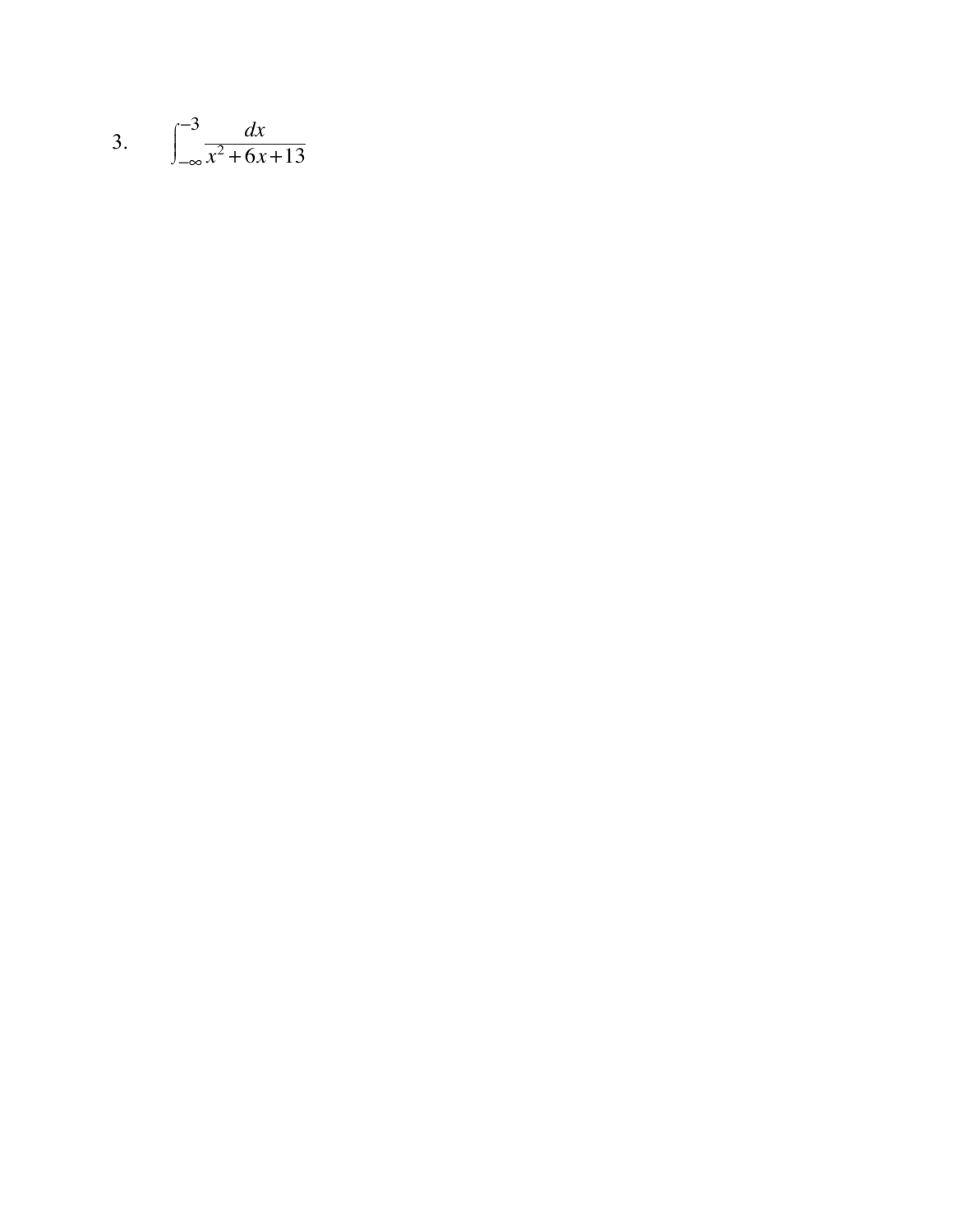3. $\displaystyle\int_{-\infty}^{-3} \frac{dx}{x^2+6x+13}$